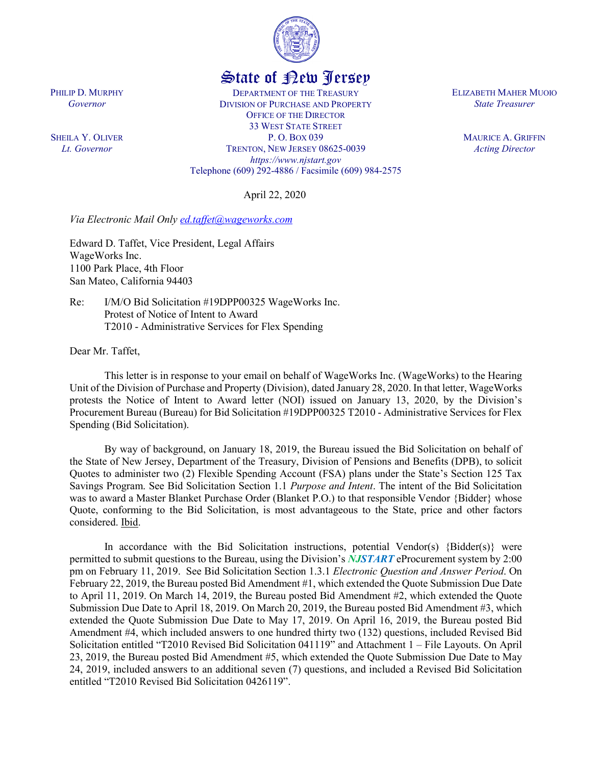State of New Jersey

PHILIP D. MURPHY
*Governor*

SHEILA Y. OLIVER
*Lt. Governor*

DEPARTMENT OF THE TREASURY
DIVISION OF PURCHASE AND PROPERTY
OFFICE OF THE DIRECTOR
33 WEST STATE STREET
P. O. BOX 039
TRENTON, NEW JERSEY 08625-0039
*https://www.njstart.gov*
Telephone (609) 292-4886 / Facsimile (609) 984-2575

ELIZABETH MAHER MUOIO
*State Treasurer*

MAURICE A. GRIFFIN
*Acting Director*

April 22, 2020

*Via Electronic Mail Only ed.taffet@wageworks.com*

Edward D. Taffet, Vice President, Legal Affairs
WageWorks Inc.
1100 Park Place, 4th Floor
San Mateo, California 94403

Re: I/M/O Bid Solicitation #19DPP00325 WageWorks Inc.
Protest of Notice of Intent to Award
T2010 - Administrative Services for Flex Spending

Dear Mr. Taffet,

This letter is in response to your email on behalf of WageWorks Inc. (WageWorks) to the Hearing Unit of the Division of Purchase and Property (Division), dated January 28, 2020. In that letter, WageWorks protests the Notice of Intent to Award letter (NOI) issued on January 13, 2020, by the Division's Procurement Bureau (Bureau) for Bid Solicitation #19DPP00325 T2010 - Administrative Services for Flex Spending (Bid Solicitation).

By way of background, on January 18, 2019, the Bureau issued the Bid Solicitation on behalf of the State of New Jersey, Department of the Treasury, Division of Pensions and Benefits (DPB), to solicit Quotes to administer two (2) Flexible Spending Account (FSA) plans under the State's Section 125 Tax Savings Program. See Bid Solicitation Section 1.1 *Purpose and Intent*. The intent of the Bid Solicitation was to award a Master Blanket Purchase Order (Blanket P.O.) to that responsible Vendor {Bidder} whose Quote, conforming to the Bid Solicitation, is most advantageous to the State, price and other factors considered. Ibid.

In accordance with the Bid Solicitation instructions, potential Vendor(s) {Bidder(s)} were permitted to submit questions to the Bureau, using the Division's ***NJSTART*** eProcurement system by 2:00 pm on February 11, 2019. See Bid Solicitation Section 1.3.1 *Electronic Question and Answer Period*. On February 22, 2019, the Bureau posted Bid Amendment #1, which extended the Quote Submission Due Date to April 11, 2019. On March 14, 2019, the Bureau posted Bid Amendment #2, which extended the Quote Submission Due Date to April 18, 2019. On March 20, 2019, the Bureau posted Bid Amendment #3, which extended the Quote Submission Due Date to May 17, 2019. On April 16, 2019, the Bureau posted Bid Amendment #4, which included answers to one hundred thirty two (132) questions, included Revised Bid Solicitation entitled "T2010 Revised Bid Solicitation 041119" and Attachment 1 – File Layouts. On April 23, 2019, the Bureau posted Bid Amendment #5, which extended the Quote Submission Due Date to May 24, 2019, included answers to an additional seven (7) questions, and included a Revised Bid Solicitation entitled "T2010 Revised Bid Solicitation 0426119".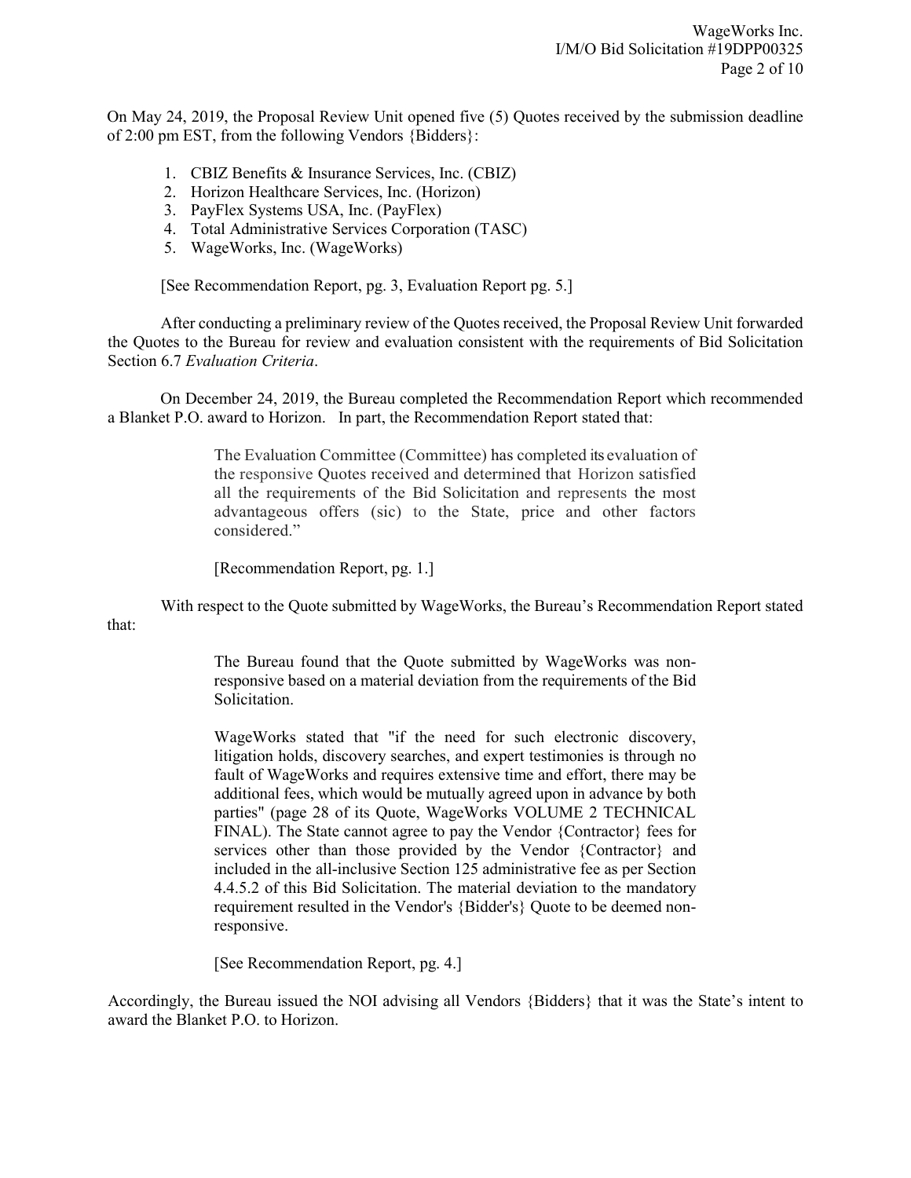On May 24, 2019, the Proposal Review Unit opened five (5) Quotes received by the submission deadline of 2:00 pm EST, from the following Vendors {Bidders}:

1. CBIZ Benefits & Insurance Services, Inc. (CBIZ)
2. Horizon Healthcare Services, Inc. (Horizon)
3. PayFlex Systems USA, Inc. (PayFlex)
4. Total Administrative Services Corporation (TASC)
5. WageWorks, Inc. (WageWorks)

[See Recommendation Report, pg. 3, Evaluation Report pg. 5.]

After conducting a preliminary review of the Quotes received, the Proposal Review Unit forwarded the Quotes to the Bureau for review and evaluation consistent with the requirements of Bid Solicitation Section 6.7 *Evaluation Criteria*.

On December 24, 2019, the Bureau completed the Recommendation Report which recommended a Blanket P.O. award to Horizon. In part, the Recommendation Report stated that:

> The Evaluation Committee (Committee) has completed its evaluation of the responsive Quotes received and determined that Horizon satisfied all the requirements of the Bid Solicitation and represents the most advantageous offers (sic) to the State, price and other factors considered."
>
> [Recommendation Report, pg. 1.]

With respect to the Quote submitted by WageWorks, the Bureau's Recommendation Report stated that:

> The Bureau found that the Quote submitted by WageWorks was non-responsive based on a material deviation from the requirements of the Bid Solicitation.
>
> WageWorks stated that "if the need for such electronic discovery, litigation holds, discovery searches, and expert testimonies is through no fault of WageWorks and requires extensive time and effort, there may be additional fees, which would be mutually agreed upon in advance by both parties" (page 28 of its Quote, WageWorks VOLUME 2 TECHNICAL FINAL). The State cannot agree to pay the Vendor {Contractor} fees for services other than those provided by the Vendor {Contractor} and included in the all-inclusive Section 125 administrative fee as per Section 4.4.5.2 of this Bid Solicitation. The material deviation to the mandatory requirement resulted in the Vendor's {Bidder's} Quote to be deemed non-responsive.
>
> [See Recommendation Report, pg. 4.]

Accordingly, the Bureau issued the NOI advising all Vendors {Bidders} that it was the State's intent to award the Blanket P.O. to Horizon.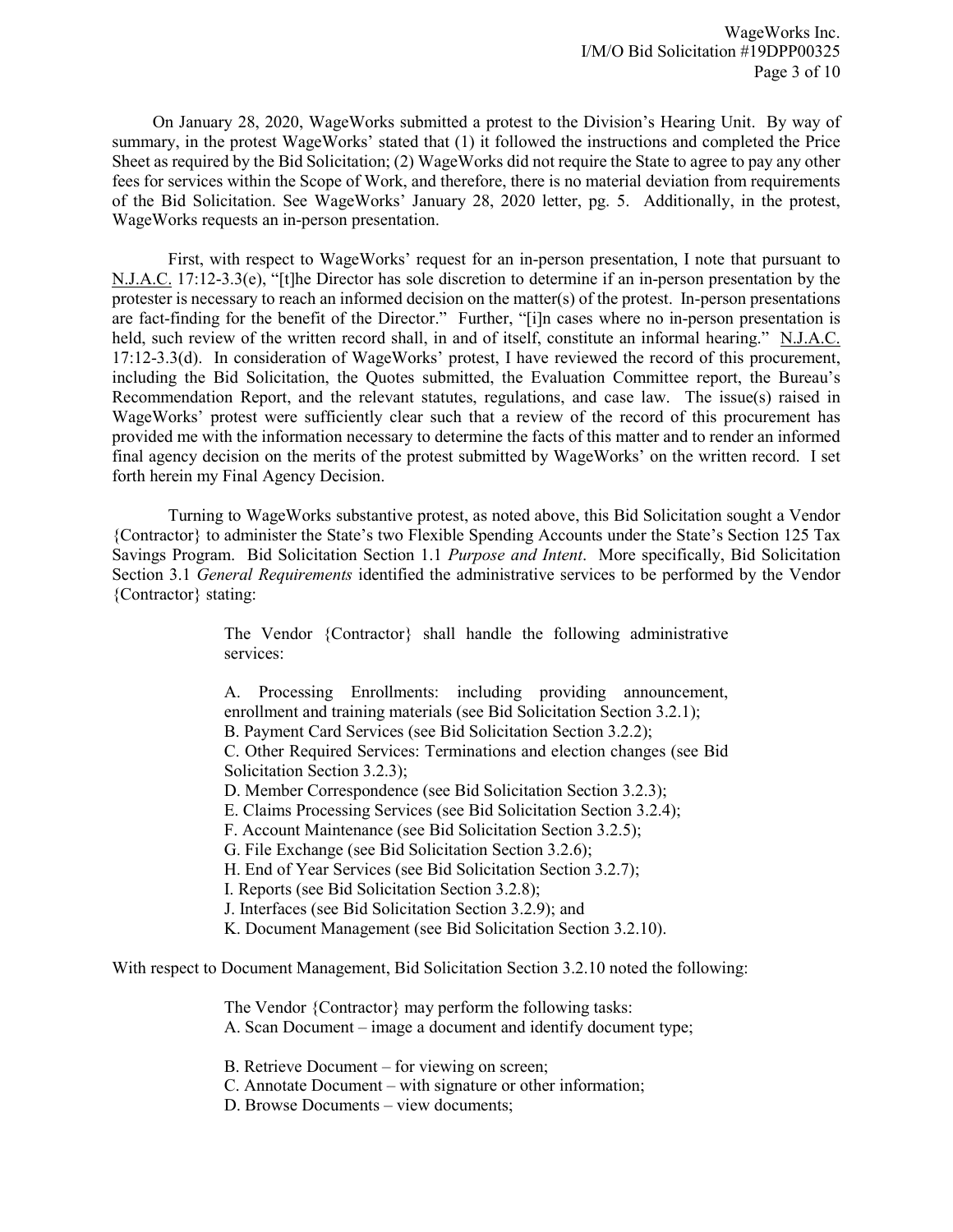On January 28, 2020, WageWorks submitted a protest to the Division's Hearing Unit. By way of summary, in the protest WageWorks' stated that (1) it followed the instructions and completed the Price Sheet as required by the Bid Solicitation; (2) WageWorks did not require the State to agree to pay any other fees for services within the Scope of Work, and therefore, there is no material deviation from requirements of the Bid Solicitation. See WageWorks' January 28, 2020 letter, pg. 5. Additionally, in the protest, WageWorks requests an in-person presentation.

First, with respect to WageWorks' request for an in-person presentation, I note that pursuant to N.J.A.C. 17:12-3.3(e), "[t]he Director has sole discretion to determine if an in-person presentation by the protester is necessary to reach an informed decision on the matter(s) of the protest. In-person presentations are fact-finding for the benefit of the Director." Further, "[i]n cases where no in-person presentation is held, such review of the written record shall, in and of itself, constitute an informal hearing." N.J.A.C. 17:12-3.3(d). In consideration of WageWorks' protest, I have reviewed the record of this procurement, including the Bid Solicitation, the Quotes submitted, the Evaluation Committee report, the Bureau's Recommendation Report, and the relevant statutes, regulations, and case law. The issue(s) raised in WageWorks' protest were sufficiently clear such that a review of the record of this procurement has provided me with the information necessary to determine the facts of this matter and to render an informed final agency decision on the merits of the protest submitted by WageWorks' on the written record. I set forth herein my Final Agency Decision.

Turning to WageWorks substantive protest, as noted above, this Bid Solicitation sought a Vendor {Contractor} to administer the State's two Flexible Spending Accounts under the State's Section 125 Tax Savings Program. Bid Solicitation Section 1.1 *Purpose and Intent*. More specifically, Bid Solicitation Section 3.1 *General Requirements* identified the administrative services to be performed by the Vendor {Contractor} stating:

> The Vendor {Contractor} shall handle the following administrative services:
>
> A. Processing Enrollments: including providing announcement, enrollment and training materials (see Bid Solicitation Section 3.2.1);
> B. Payment Card Services (see Bid Solicitation Section 3.2.2);
> C. Other Required Services: Terminations and election changes (see Bid Solicitation Section 3.2.3);
> D. Member Correspondence (see Bid Solicitation Section 3.2.3);
> E. Claims Processing Services (see Bid Solicitation Section 3.2.4);
> F. Account Maintenance (see Bid Solicitation Section 3.2.5);
> G. File Exchange (see Bid Solicitation Section 3.2.6);
> H. End of Year Services (see Bid Solicitation Section 3.2.7);
> I. Reports (see Bid Solicitation Section 3.2.8);
> J. Interfaces (see Bid Solicitation Section 3.2.9); and
> K. Document Management (see Bid Solicitation Section 3.2.10).

With respect to Document Management, Bid Solicitation Section 3.2.10 noted the following:

> The Vendor {Contractor} may perform the following tasks:
> A. Scan Document – image a document and identify document type;
>
> B. Retrieve Document – for viewing on screen;
> C. Annotate Document – with signature or other information;
> D. Browse Documents – view documents;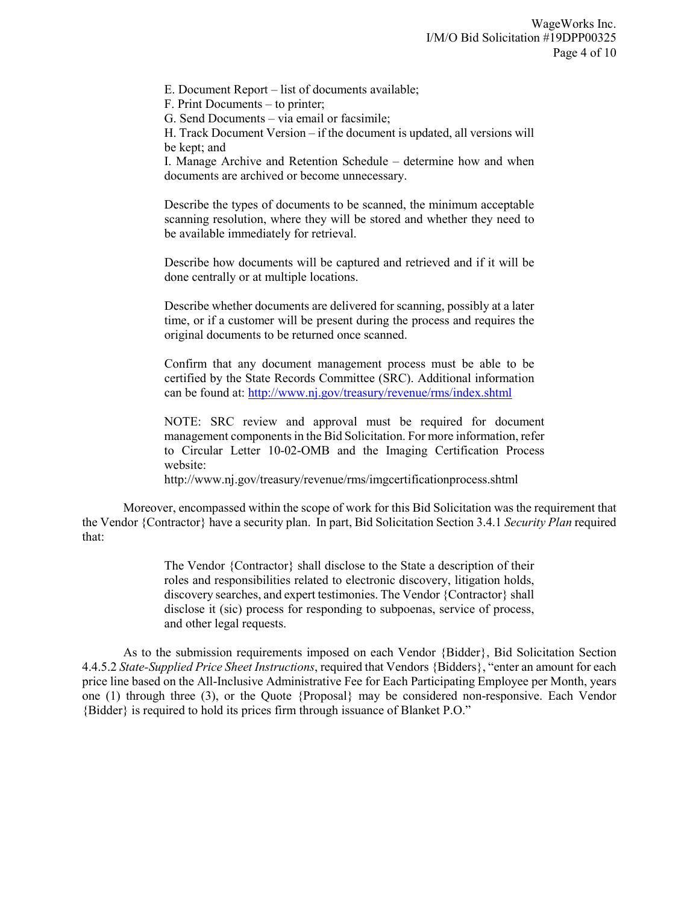E. Document Report – list of documents available;

F. Print Documents – to printer;

G. Send Documents – via email or facsimile;

H. Track Document Version – if the document is updated, all versions will be kept; and

I. Manage Archive and Retention Schedule – determine how and when documents are archived or become unnecessary.

> Describe the types of documents to be scanned, the minimum acceptable scanning resolution, where they will be stored and whether they need to be available immediately for retrieval.
>
> Describe how documents will be captured and retrieved and if it will be done centrally or at multiple locations.
>
> Describe whether documents are delivered for scanning, possibly at a later time, or if a customer will be present during the process and requires the original documents to be returned once scanned.
>
> Confirm that any document management process must be able to be certified by the State Records Committee (SRC). Additional information can be found at: http://www.nj.gov/treasury/revenue/rms/index.shtml
>
> NOTE: SRC review and approval must be required for document management components in the Bid Solicitation. For more information, refer to Circular Letter 10-02-OMB and the Imaging Certification Process website:
> http://www.nj.gov/treasury/revenue/rms/imgcertificationprocess.shtml

Moreover, encompassed within the scope of work for this Bid Solicitation was the requirement that the Vendor {Contractor} have a security plan. In part, Bid Solicitation Section 3.4.1 *Security Plan* required that:

> The Vendor {Contractor} shall disclose to the State a description of their roles and responsibilities related to electronic discovery, litigation holds, discovery searches, and expert testimonies. The Vendor {Contractor} shall disclose it (sic) process for responding to subpoenas, service of process, and other legal requests.

As to the submission requirements imposed on each Vendor {Bidder}, Bid Solicitation Section 4.4.5.2 *State-Supplied Price Sheet Instructions*, required that Vendors {Bidders}, "enter an amount for each price line based on the All-Inclusive Administrative Fee for Each Participating Employee per Month, years one (1) through three (3), or the Quote {Proposal} may be considered non-responsive. Each Vendor {Bidder} is required to hold its prices firm through issuance of Blanket P.O."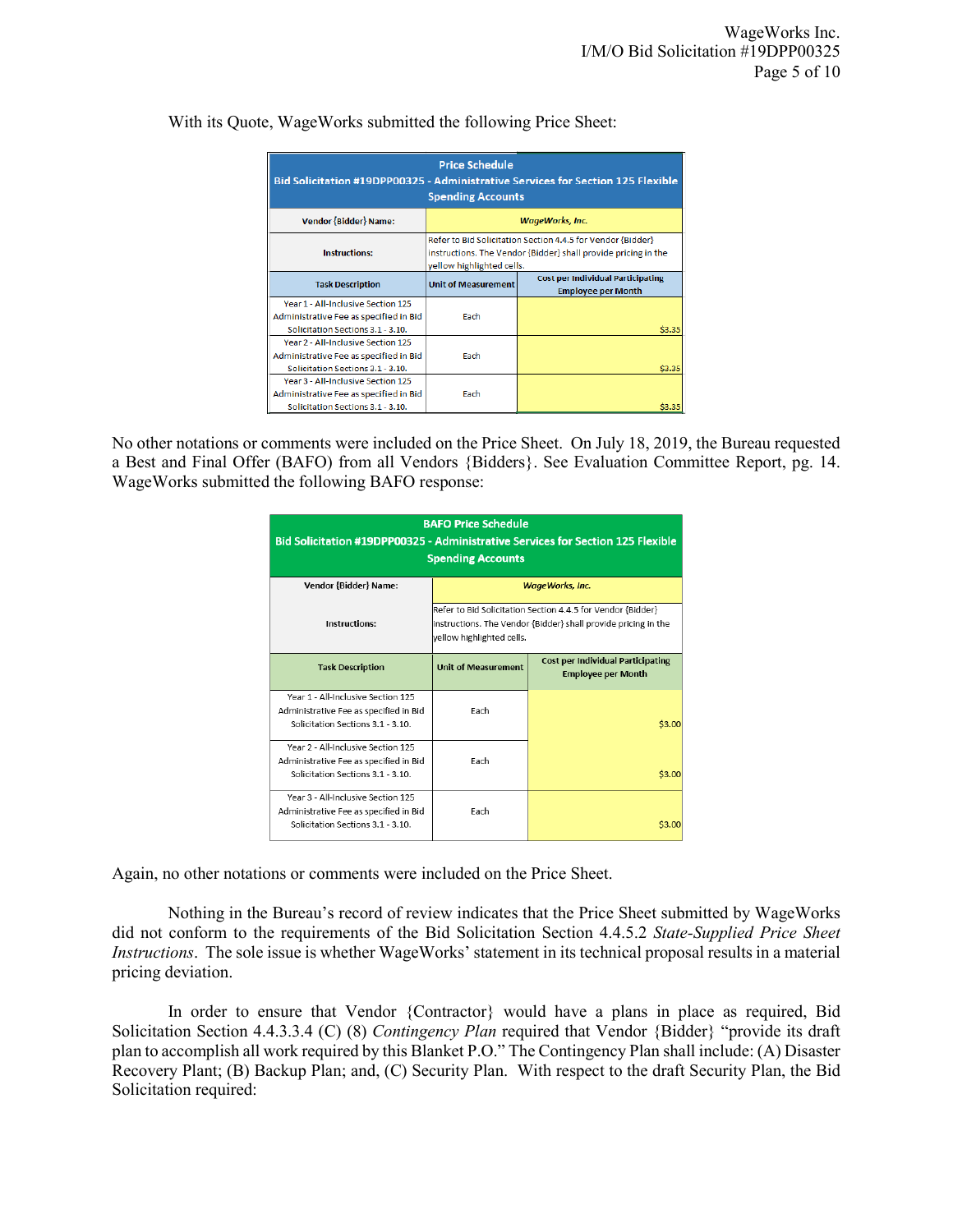With its Quote, WageWorks submitted the following Price Sheet:

| Price Schedule<br>Bid Solicitation #19DPP00325 - Administrative Services for Section 125 Flexible Spending Accounts | | |
|---|---|---|
| Vendor {Bidder} Name: | *WageWorks, Inc.* | |
| Instructions: | Refer to Bid Solicitation Section 4.4.5 for Vendor {Bidder} instructions. The Vendor {Bidder} shall provide pricing in the yellow highlighted cells. | |
| Task Description | Unit of Measurement | Cost per Individual Participating Employee per Month |
| Year 1 - All-Inclusive Section 125 Administrative Fee as specified in Bid Solicitation Sections 3.1 - 3.10. | Each | $3.35 |
| Year 2 - All-Inclusive Section 125 Administrative Fee as specified in Bid Solicitation Sections 3.1 - 3.10. | Each | $3.35 |
| Year 3 - All-Inclusive Section 125 Administrative Fee as specified in Bid Solicitation Sections 3.1 - 3.10. | Each | $3.35 |

No other notations or comments were included on the Price Sheet. On July 18, 2019, the Bureau requested a Best and Final Offer (BAFO) from all Vendors {Bidders}. See Evaluation Committee Report, pg. 14. WageWorks submitted the following BAFO response:

| BAFO Price Schedule<br>Bid Solicitation #19DPP00325 - Administrative Services for Section 125 Flexible Spending Accounts | | |
|---|---|---|
| Vendor {Bidder} Name: | *WageWorks, Inc.* | |
| Instructions: | Refer to Bid Solicitation Section 4.4.5 for Vendor {Bidder} instructions. The Vendor {Bidder} shall provide pricing in the yellow highlighted cells. | |
| Task Description | Unit of Measurement | Cost per Individual Participating Employee per Month |
| Year 1 - All-Inclusive Section 125 Administrative Fee as specified in Bid Solicitation Sections 3.1 - 3.10. | Each | $3.00 |
| Year 2 - All-Inclusive Section 125 Administrative Fee as specified in Bid Solicitation Sections 3.1 - 3.10. | Each | $3.00 |
| Year 3 - All-Inclusive Section 125 Administrative Fee as specified in Bid Solicitation Sections 3.1 - 3.10. | Each | $3.00 |

Again, no other notations or comments were included on the Price Sheet.

Nothing in the Bureau's record of review indicates that the Price Sheet submitted by WageWorks did not conform to the requirements of the Bid Solicitation Section 4.4.5.2 *State-Supplied Price Sheet Instructions*. The sole issue is whether WageWorks' statement in its technical proposal results in a material pricing deviation.

In order to ensure that Vendor {Contractor} would have a plans in place as required, Bid Solicitation Section 4.4.3.3.4 (C) (8) *Contingency Plan* required that Vendor {Bidder} "provide its draft plan to accomplish all work required by this Blanket P.O." The Contingency Plan shall include: (A) Disaster Recovery Plant; (B) Backup Plan; and, (C) Security Plan. With respect to the draft Security Plan, the Bid Solicitation required: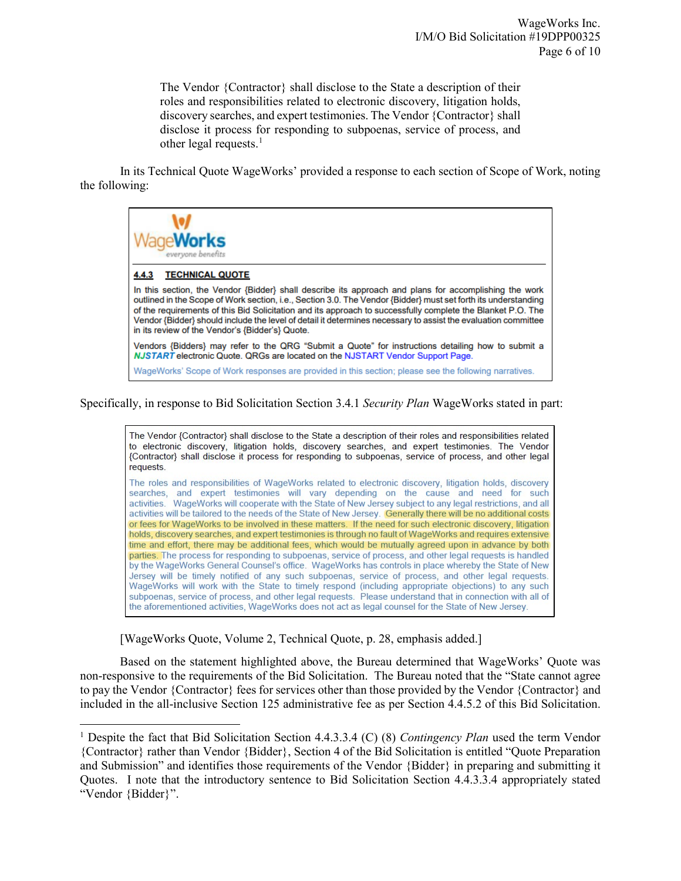> The Vendor {Contractor} shall disclose to the State a description of their roles and responsibilities related to electronic discovery, litigation holds, discovery searches, and expert testimonies. The Vendor {Contractor} shall disclose it process for responding to subpoenas, service of process, and other legal requests.[1]

In its Technical Quote WageWorks' provided a response to each section of Scope of Work, noting the following:

> WageWorks
> everyone benefits
>
> **4.4.3 TECHNICAL QUOTE**
>
> In this section, the Vendor {Bidder} shall describe its approach and plans for accomplishing the work outlined in the Scope of Work section, i.e., Section 3.0. The Vendor {Bidder} must set forth its understanding of the requirements of this Bid Solicitation and its approach to successfully complete the Blanket P.O. The Vendor {Bidder} should include the level of detail it determines necessary to assist the evaluation committee in its review of the Vendor's {Bidder's} Quote.
>
> Vendors {Bidders} may refer to the QRG "Submit a Quote" for instructions detailing how to submit a *NJSTART* electronic Quote. QRGs are located on the NJSTART Vendor Support Page.
>
> WageWorks' Scope of Work responses are provided in this section; please see the following narratives.

Specifically, in response to Bid Solicitation Section 3.4.1 *Security Plan* WageWorks stated in part:

> The Vendor {Contractor} shall disclose to the State a description of their roles and responsibilities related to electronic discovery, litigation holds, discovery searches, and expert testimonies. The Vendor {Contractor} shall disclose it process for responding to subpoenas, service of process, and other legal requests.
>
> The roles and responsibilities of WageWorks related to electronic discovery, litigation holds, discovery searches, and expert testimonies will vary depending on the cause and need for such activities. WageWorks will cooperate with the State of New Jersey subject to any legal restrictions, and all activities will be tailored to the needs of the State of New Jersey. **Generally there will be no additional costs or fees for WageWorks to be involved in these matters. If the need for such electronic discovery, litigation holds, discovery searches, and expert testimonies is through no fault of WageWorks and requires extensive time and effort, there may be additional fees, which would be mutually agreed upon in advance by both parties.** The process for responding to subpoenas, service of process, and other legal requests is handled by the WageWorks General Counsel's office. WageWorks has controls in place whereby the State of New Jersey will be timely notified of any such subpoenas, service of process, and other legal requests. WageWorks will work with the State to timely respond (including appropriate objections) to any such subpoenas, service of process, and other legal requests. Please understand that in connection with all of the aforementioned activities, WageWorks does not act as legal counsel for the State of New Jersey.

[WageWorks Quote, Volume 2, Technical Quote, p. 28, emphasis added.]

Based on the statement highlighted above, the Bureau determined that WageWorks' Quote was non-responsive to the requirements of the Bid Solicitation. The Bureau noted that the "State cannot agree to pay the Vendor {Contractor} fees for services other than those provided by the Vendor {Contractor} and included in the all-inclusive Section 125 administrative fee as per Section 4.4.5.2 of this Bid Solicitation.

---

[1] Despite the fact that Bid Solicitation Section 4.4.3.3.4 (C) (8) *Contingency Plan* used the term Vendor {Contractor} rather than Vendor {Bidder}, Section 4 of the Bid Solicitation is entitled "Quote Preparation and Submission" and identifies those requirements of the Vendor {Bidder} in preparing and submitting it Quotes. I note that the introductory sentence to Bid Solicitation Section 4.4.3.3.4 appropriately stated "Vendor {Bidder}".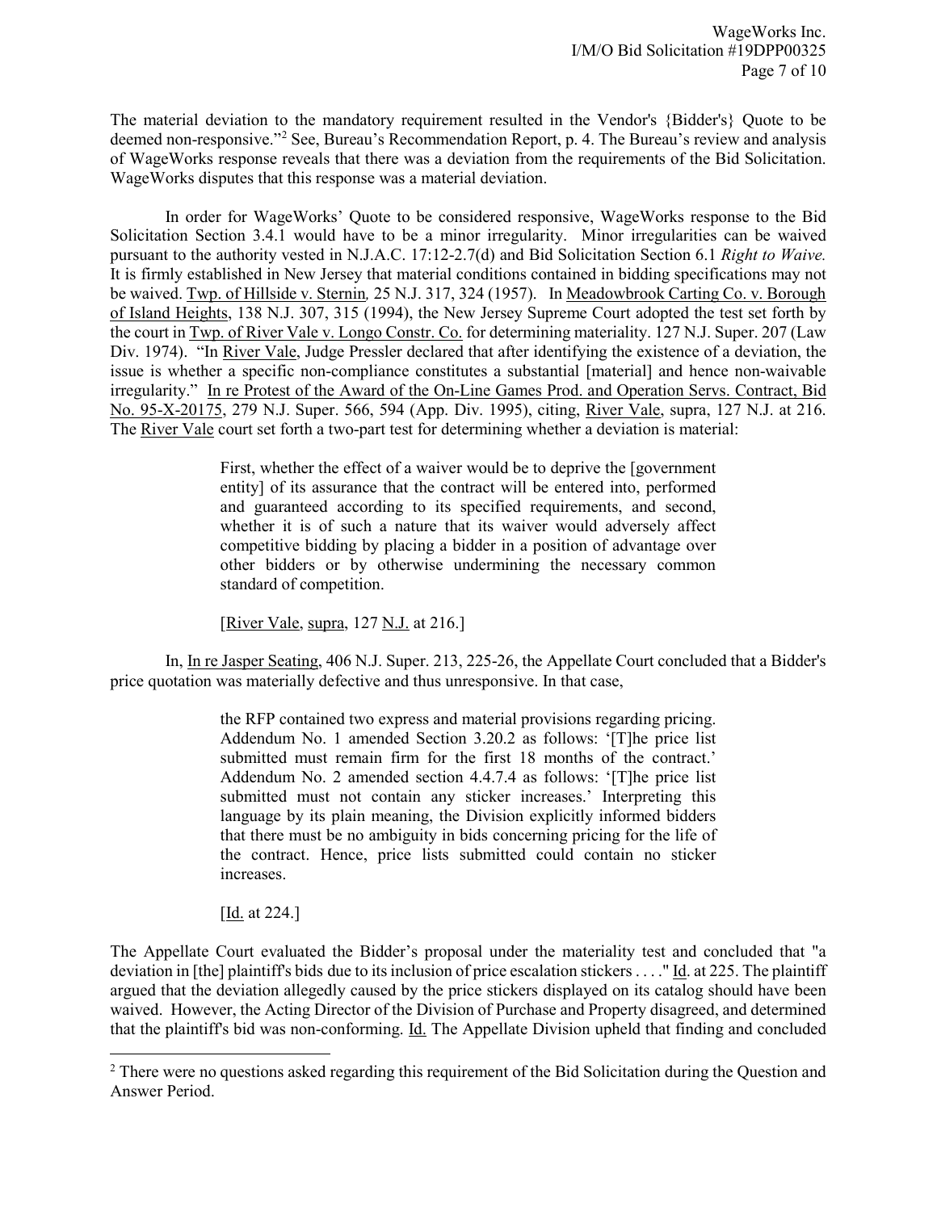The material deviation to the mandatory requirement resulted in the Vendor's {Bidder's} Quote to be deemed non-responsive."[2] See, Bureau's Recommendation Report, p. 4. The Bureau's review and analysis of WageWorks response reveals that there was a deviation from the requirements of the Bid Solicitation. WageWorks disputes that this response was a material deviation.

In order for WageWorks' Quote to be considered responsive, WageWorks response to the Bid Solicitation Section 3.4.1 would have to be a minor irregularity. Minor irregularities can be waived pursuant to the authority vested in N.J.A.C. 17:12-2.7(d) and Bid Solicitation Section 6.1 *Right to Waive.* It is firmly established in New Jersey that material conditions contained in bidding specifications may not be waived. Twp. of Hillside v. Sternin*,* 25 N.J. 317, 324 (1957). In Meadowbrook Carting Co. v. Borough of Island Heights, 138 N.J. 307, 315 (1994), the New Jersey Supreme Court adopted the test set forth by the court in Twp. of River Vale v. Longo Constr. Co. for determining materiality. 127 N.J. Super. 207 (Law Div. 1974). "In River Vale, Judge Pressler declared that after identifying the existence of a deviation, the issue is whether a specific non-compliance constitutes a substantial [material] and hence non-waivable irregularity." In re Protest of the Award of the On-Line Games Prod. and Operation Servs. Contract, Bid No. 95-X-20175, 279 N.J. Super. 566, 594 (App. Div. 1995), citing, River Vale, supra, 127 N.J. at 216. The River Vale court set forth a two-part test for determining whether a deviation is material:

> First, whether the effect of a waiver would be to deprive the [government entity] of its assurance that the contract will be entered into, performed and guaranteed according to its specified requirements, and second, whether it is of such a nature that its waiver would adversely affect competitive bidding by placing a bidder in a position of advantage over other bidders or by otherwise undermining the necessary common standard of competition.
>
> [River Vale, supra, 127 N.J. at 216.]

In, In re Jasper Seating, 406 N.J. Super. 213, 225-26, the Appellate Court concluded that a Bidder's price quotation was materially defective and thus unresponsive. In that case,

> the RFP contained two express and material provisions regarding pricing. Addendum No. 1 amended Section 3.20.2 as follows: '[T]he price list submitted must remain firm for the first 18 months of the contract.' Addendum No. 2 amended section 4.4.7.4 as follows: '[T]he price list submitted must not contain any sticker increases.' Interpreting this language by its plain meaning, the Division explicitly informed bidders that there must be no ambiguity in bids concerning pricing for the life of the contract. Hence, price lists submitted could contain no sticker increases.
>
> [Id. at 224.]

The Appellate Court evaluated the Bidder's proposal under the materiality test and concluded that "a deviation in [the] plaintiff's bids due to its inclusion of price escalation stickers . . . ." Id. at 225. The plaintiff argued that the deviation allegedly caused by the price stickers displayed on its catalog should have been waived. However, the Acting Director of the Division of Purchase and Property disagreed, and determined that the plaintiff's bid was non-conforming. Id. The Appellate Division upheld that finding and concluded

[2] There were no questions asked regarding this requirement of the Bid Solicitation during the Question and Answer Period.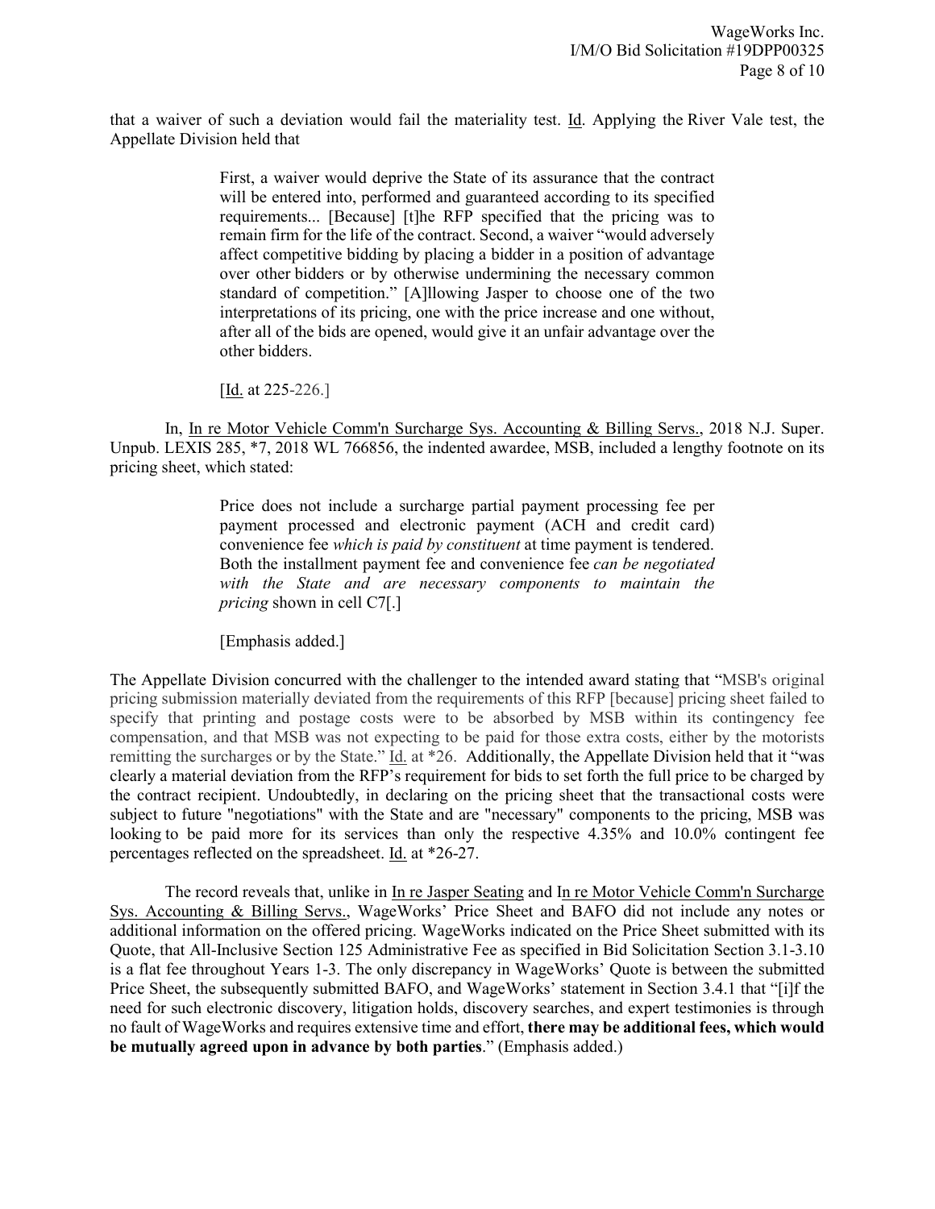that a waiver of such a deviation would fail the materiality test. Id. Applying the River Vale test, the Appellate Division held that

> First, a waiver would deprive the State of its assurance that the contract will be entered into, performed and guaranteed according to its specified requirements... [Because] [t]he RFP specified that the pricing was to remain firm for the life of the contract. Second, a waiver "would adversely affect competitive bidding by placing a bidder in a position of advantage over other bidders or by otherwise undermining the necessary common standard of competition." [A]llowing Jasper to choose one of the two interpretations of its pricing, one with the price increase and one without, after all of the bids are opened, would give it an unfair advantage over the other bidders.
>
> [Id. at 225-226.]

In, In re Motor Vehicle Comm'n Surcharge Sys. Accounting & Billing Servs., 2018 N.J. Super. Unpub. LEXIS 285, *7, 2018 WL 766856, the indented awardee, MSB, included a lengthy footnote on its pricing sheet, which stated:

> Price does not include a surcharge partial payment processing fee per payment processed and electronic payment (ACH and credit card) convenience fee *which is paid by constituent* at time payment is tendered. Both the installment payment fee and convenience fee *can be negotiated with the State and are necessary components to maintain the pricing* shown in cell C7[.]
>
> [Emphasis added.]

The Appellate Division concurred with the challenger to the intended award stating that "MSB's original pricing submission materially deviated from the requirements of this RFP [because] pricing sheet failed to specify that printing and postage costs were to be absorbed by MSB within its contingency fee compensation, and that MSB was not expecting to be paid for those extra costs, either by the motorists remitting the surcharges or by the State." Id. at *26. Additionally, the Appellate Division held that it "was clearly a material deviation from the RFP's requirement for bids to set forth the full price to be charged by the contract recipient. Undoubtedly, in declaring on the pricing sheet that the transactional costs were subject to future "negotiations" with the State and are "necessary" components to the pricing, MSB was looking to be paid more for its services than only the respective 4.35% and 10.0% contingent fee percentages reflected on the spreadsheet. Id. at *26-27.

The record reveals that, unlike in In re Jasper Seating and In re Motor Vehicle Comm'n Surcharge Sys. Accounting & Billing Servs., WageWorks' Price Sheet and BAFO did not include any notes or additional information on the offered pricing. WageWorks indicated on the Price Sheet submitted with its Quote, that All-Inclusive Section 125 Administrative Fee as specified in Bid Solicitation Section 3.1-3.10 is a flat fee throughout Years 1-3. The only discrepancy in WageWorks' Quote is between the submitted Price Sheet, the subsequently submitted BAFO, and WageWorks' statement in Section 3.4.1 that "[i]f the need for such electronic discovery, litigation holds, discovery searches, and expert testimonies is through no fault of WageWorks and requires extensive time and effort, **there may be additional fees, which would be mutually agreed upon in advance by both parties**." (Emphasis added.)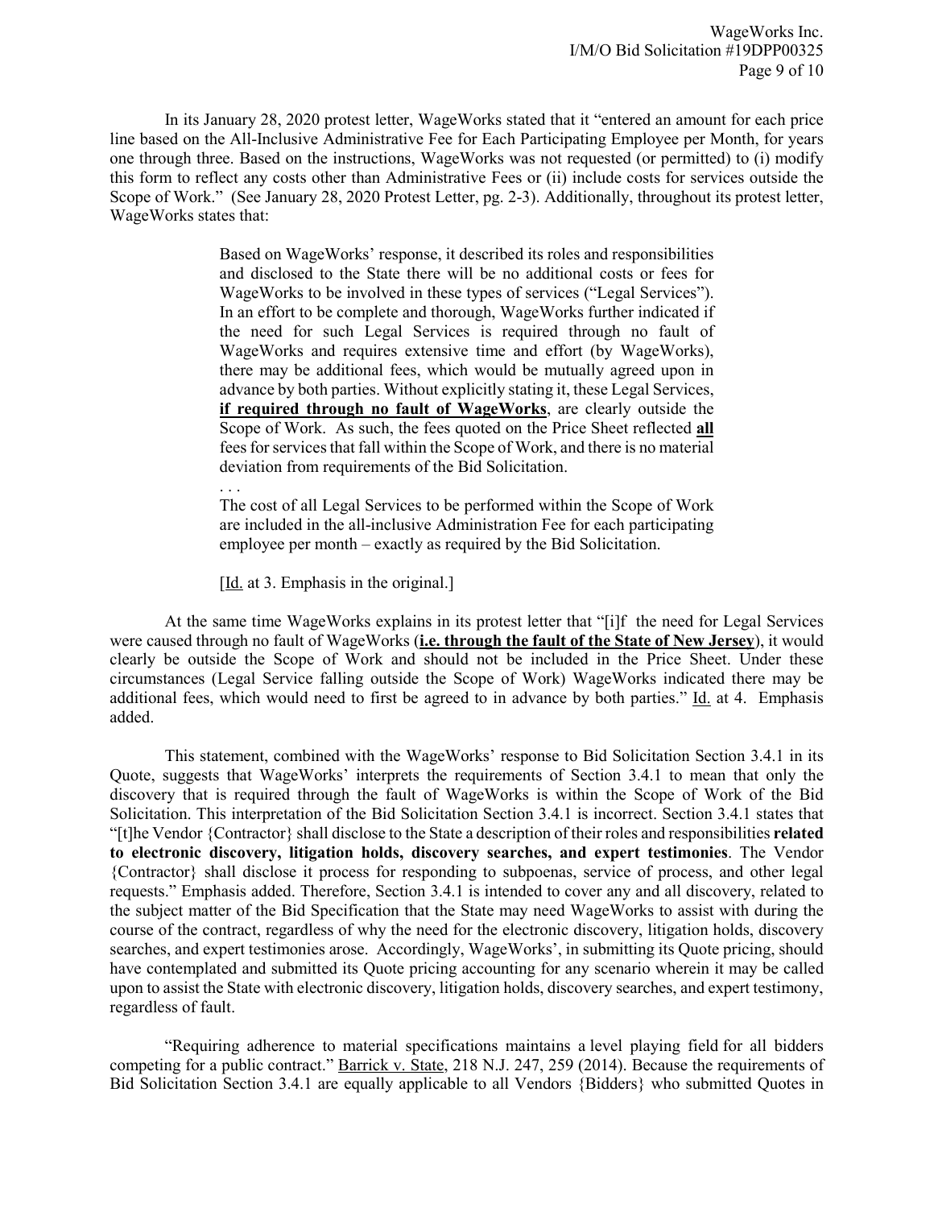In its January 28, 2020 protest letter, WageWorks stated that it "entered an amount for each price line based on the All-Inclusive Administrative Fee for Each Participating Employee per Month, for years one through three. Based on the instructions, WageWorks was not requested (or permitted) to (i) modify this form to reflect any costs other than Administrative Fees or (ii) include costs for services outside the Scope of Work." (See January 28, 2020 Protest Letter, pg. 2-3). Additionally, throughout its protest letter, WageWorks states that:

> Based on WageWorks' response, it described its roles and responsibilities and disclosed to the State there will be no additional costs or fees for WageWorks to be involved in these types of services ("Legal Services"). In an effort to be complete and thorough, WageWorks further indicated if the need for such Legal Services is required through no fault of WageWorks and requires extensive time and effort (by WageWorks), there may be additional fees, which would be mutually agreed upon in advance by both parties. Without explicitly stating it, these Legal Services, <u>**if required through no fault of WageWorks**</u>, are clearly outside the Scope of Work. As such, the fees quoted on the Price Sheet reflected <u>**all**</u> fees for services that fall within the Scope of Work, and there is no material deviation from requirements of the Bid Solicitation.
>
> . . .
>
> The cost of all Legal Services to be performed within the Scope of Work are included in the all-inclusive Administration Fee for each participating employee per month – exactly as required by the Bid Solicitation.
>
> [<u>Id.</u> at 3. Emphasis in the original.]

At the same time WageWorks explains in its protest letter that "[i]f the need for Legal Services were caused through no fault of WageWorks (<u>**i.e. through the fault of the State of New Jersey**</u>), it would clearly be outside the Scope of Work and should not be included in the Price Sheet. Under these circumstances (Legal Service falling outside the Scope of Work) WageWorks indicated there may be additional fees, which would need to first be agreed to in advance by both parties." <u>Id.</u> at 4. Emphasis added.

This statement, combined with the WageWorks' response to Bid Solicitation Section 3.4.1 in its Quote, suggests that WageWorks' interprets the requirements of Section 3.4.1 to mean that only the discovery that is required through the fault of WageWorks is within the Scope of Work of the Bid Solicitation. This interpretation of the Bid Solicitation Section 3.4.1 is incorrect. Section 3.4.1 states that "[t]he Vendor {Contractor} shall disclose to the State a description of their roles and responsibilities **related to electronic discovery, litigation holds, discovery searches, and expert testimonies**. The Vendor {Contractor} shall disclose it process for responding to subpoenas, service of process, and other legal requests." Emphasis added. Therefore, Section 3.4.1 is intended to cover any and all discovery, related to the subject matter of the Bid Specification that the State may need WageWorks to assist with during the course of the contract, regardless of why the need for the electronic discovery, litigation holds, discovery searches, and expert testimonies arose. Accordingly, WageWorks', in submitting its Quote pricing, should have contemplated and submitted its Quote pricing accounting for any scenario wherein it may be called upon to assist the State with electronic discovery, litigation holds, discovery searches, and expert testimony, regardless of fault.

"Requiring adherence to material specifications maintains a level playing field for all bidders competing for a public contract." <u>Barrick v. State</u>, 218 N.J. 247, 259 (2014). Because the requirements of Bid Solicitation Section 3.4.1 are equally applicable to all Vendors {Bidders} who submitted Quotes in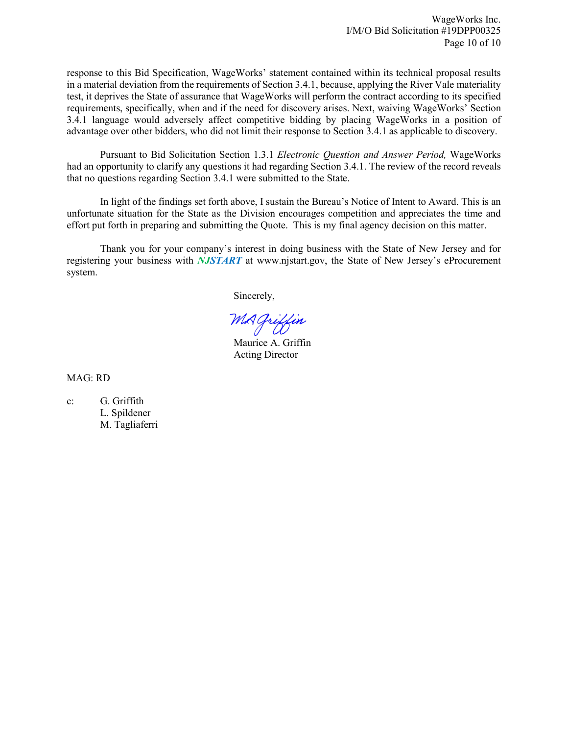response to this Bid Specification, WageWorks' statement contained within its technical proposal results in a material deviation from the requirements of Section 3.4.1, because, applying the River Vale materiality test, it deprives the State of assurance that WageWorks will perform the contract according to its specified requirements, specifically, when and if the need for discovery arises. Next, waiving WageWorks' Section 3.4.1 language would adversely affect competitive bidding by placing WageWorks in a position of advantage over other bidders, who did not limit their response to Section 3.4.1 as applicable to discovery.

Pursuant to Bid Solicitation Section 1.3.1 *Electronic Question and Answer Period,* WageWorks had an opportunity to clarify any questions it had regarding Section 3.4.1. The review of the record reveals that no questions regarding Section 3.4.1 were submitted to the State.

In light of the findings set forth above, I sustain the Bureau's Notice of Intent to Award. This is an unfortunate situation for the State as the Division encourages competition and appreciates the time and effort put forth in preparing and submitting the Quote. This is my final agency decision on this matter.

Thank you for your company's interest in doing business with the State of New Jersey and for registering your business with ***NJSTART*** at www.njstart.gov, the State of New Jersey's eProcurement system.

Sincerely,

MA Griffin

Maurice A. Griffin
Acting Director

MAG: RD

c: G. Griffith
L. Spildener
M. Tagliaferri